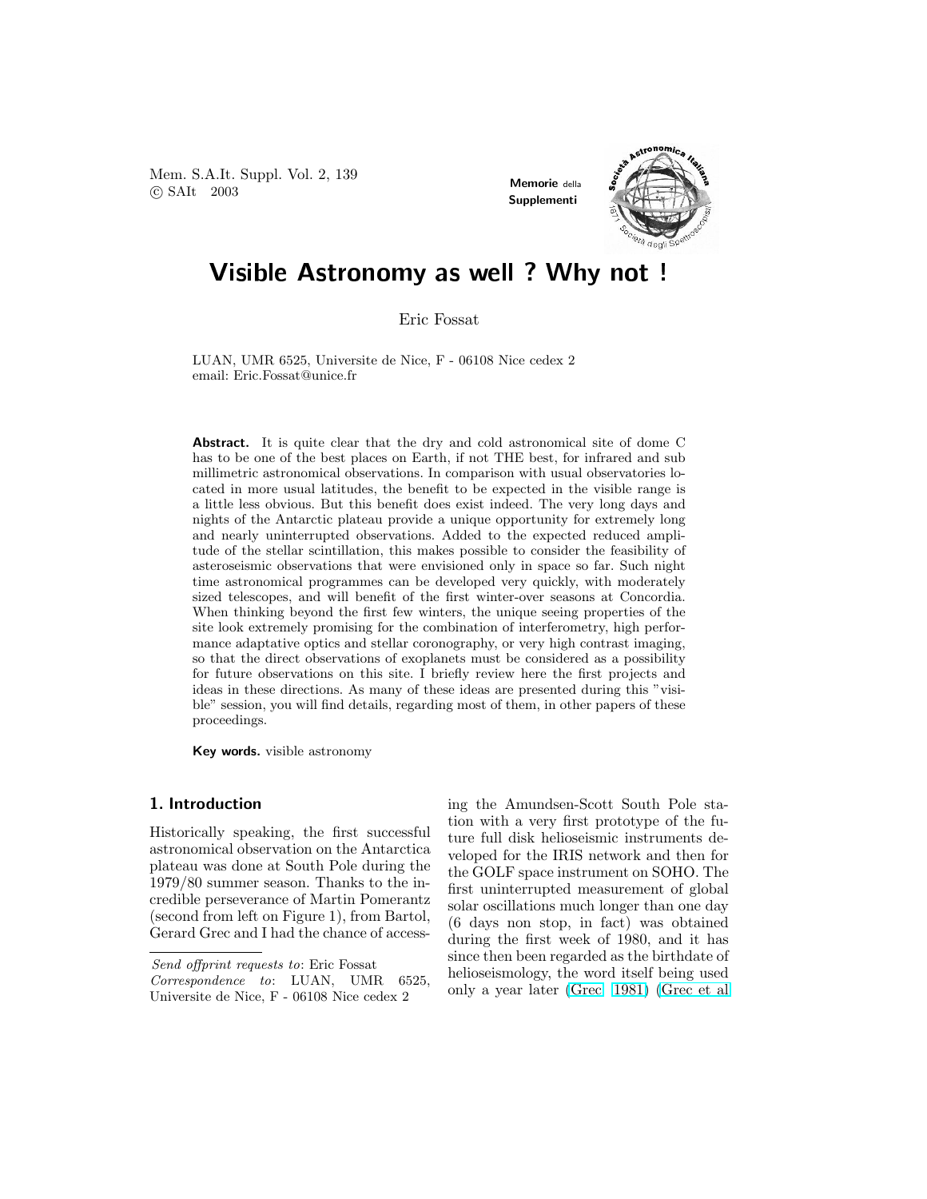# Visible Astronomy as well ? Why not !

Eric Fossat

LUAN, UMR 6525, Universite de Nice, F - 06108 Nice cedex 2
email: Eric.Fossat@unice.fr

**Abstract.** It is quite clear that the dry and cold astronomical site of dome C has to be one of the best places on Earth, if not THE best, for infrared and sub millimetric astronomical observations. In comparison with usual observatories located in more usual latitudes, the benefit to be expected in the visible range is a little less obvious. But this benefit does exist indeed. The very long days and nights of the Antarctic plateau provide a unique opportunity for extremely long and nearly uninterrupted observations. Added to the expected reduced amplitude of the stellar scintillation, this makes possible to consider the feasibility of asteroseismic observations that were envisioned only in space so far. Such night time astronomical programmes can be developed very quickly, with moderately sized telescopes, and will benefit of the first winter-over seasons at Concordia. When thinking beyond the first few winters, the unique seeing properties of the site look extremely promising for the combination of interferometry, high performance adaptative optics and stellar coronography, or very high contrast imaging, so that the direct observations of exoplanets must be considered as a possibility for future observations on this site. I briefly review here the first projects and ideas in these directions. As many of these ideas are presented during this "visible" session, you will find details, regarding most of them, in other papers of these proceedings.

**Key words.** visible astronomy

## 1. Introduction

Historically speaking, the first successful astronomical observation on the Antarctica plateau was done at South Pole during the 1979/80 summer season. Thanks to the incredible perseverance of Martin Pomerantz (second from left on Figure 1), from Bartol, Gerard Grec and I had the chance of accessing the Amundsen-Scott South Pole station with a very first prototype of the future full disk helioseismic instruments developed for the IRIS network and then for the GOLF space instrument on SOHO. The first uninterrupted measurement of global solar oscillations much longer than one day (6 days non stop, in fact) was obtained during the first week of 1980, and it has since then been regarded as the birthdate of helioseismology, the word itself being used only a year later (Grec 1981) (Grec et al

*Send offprint requests to*: Eric Fossat
*Correspondence to*: LUAN, UMR 6525, Universite de Nice, F - 06108 Nice cedex 2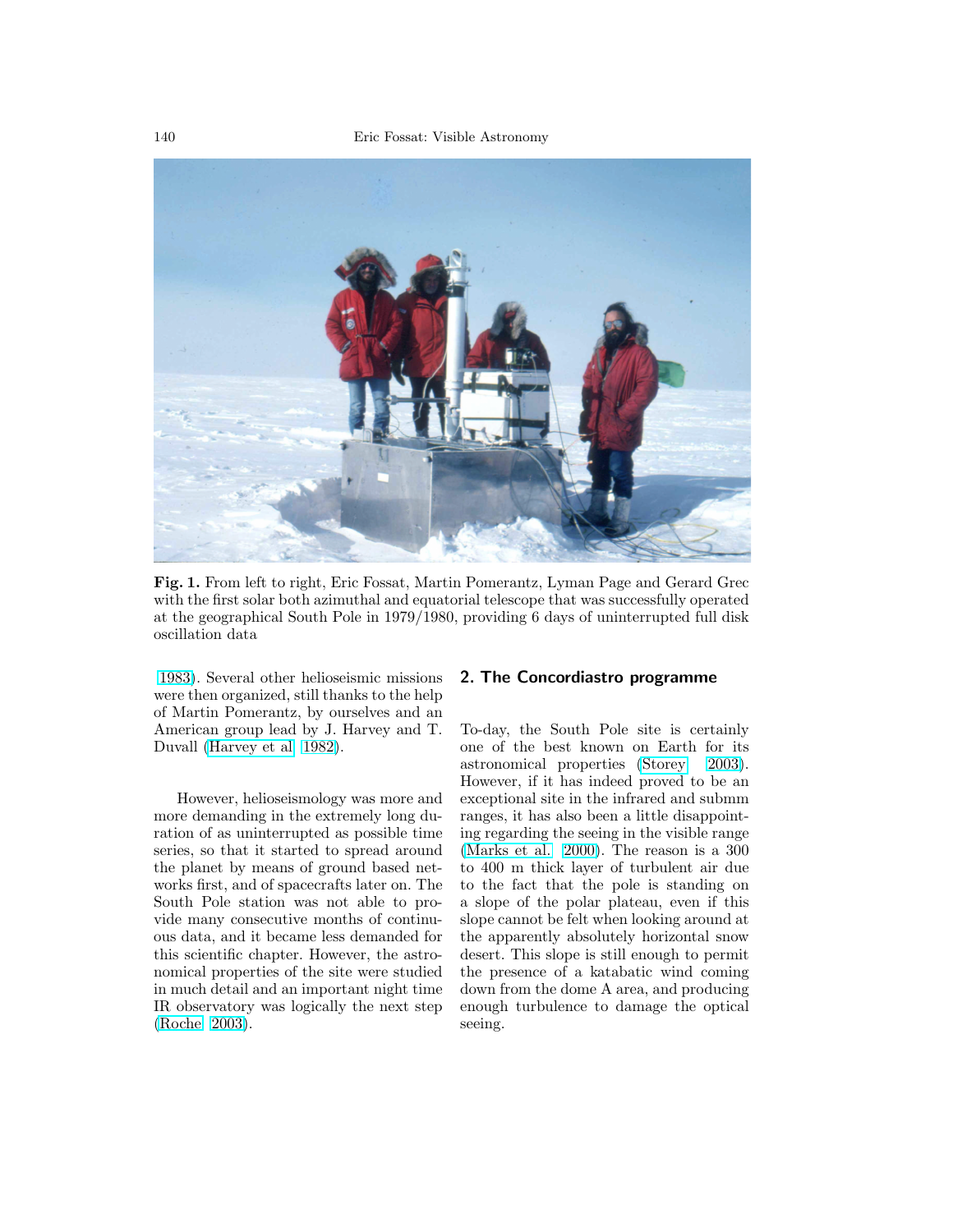**Fig. 1.** From left to right, Eric Fossat, Martin Pomerantz, Lyman Page and Gerard Grec with the first solar both azimuthal and equatorial telescope that was successfully operated at the geographical South Pole in 1979/1980, providing 6 days of uninterrupted full disk oscillation data

1983). Several other helioseismic missions were then organized, still thanks to the help of Martin Pomerantz, by ourselves and an American group lead by J. Harvey and T. Duvall (Harvey et al 1982).

However, helioseismology was more and more demanding in the extremely long duration of as uninterrupted as possible time series, so that it started to spread around the planet by means of ground based networks first, and of spacecrafts later on. The South Pole station was not able to provide many consecutive months of continuous data, and it became less demanded for this scientific chapter. However, the astronomical properties of the site were studied in much detail and an important night time IR observatory was logically the next step (Roche 2003).

## 2. The Concordiastro programme

To-day, the South Pole site is certainly one of the best known on Earth for its astronomical properties (Storey 2003). However, if it has indeed proved to be an exceptional site in the infrared and submm ranges, it has also been a little disappointing regarding the seeing in the visible range (Marks et al. 2000). The reason is a 300 to 400 m thick layer of turbulent air due to the fact that the pole is standing on a slope of the polar plateau, even if this slope cannot be felt when looking around at the apparently absolutely horizontal snow desert. This slope is still enough to permit the presence of a katabatic wind coming down from the dome A area, and producing enough turbulence to damage the optical seeing.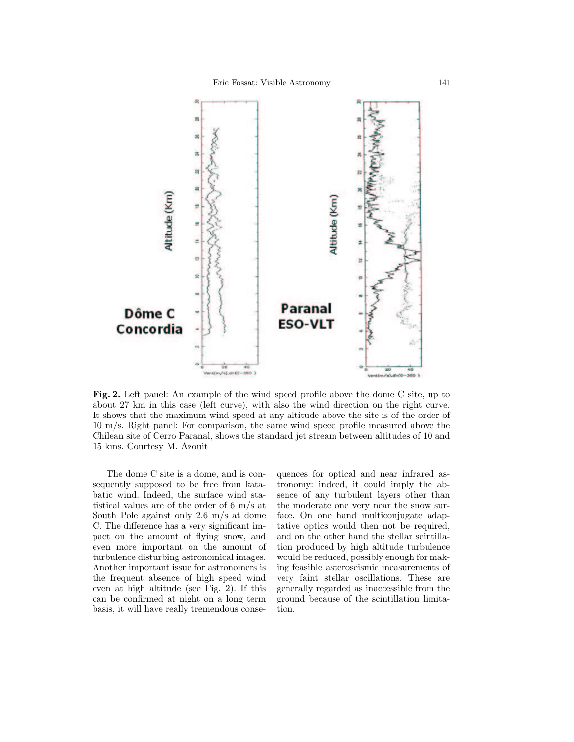**Fig. 2.** Left panel: An example of the wind speed profile above the dome C site, up to about 27 km in this case (left curve), with also the wind direction on the right curve. It shows that the maximum wind speed at any altitude above the site is of the order of 10 m/s. Right panel: For comparison, the same wind speed profile measured above the Chilean site of Cerro Paranal, shows the standard jet stream between altitudes of 10 and 15 kms. Courtesy M. Azouit

The dome C site is a dome, and is consequently supposed to be free from katabatic wind. Indeed, the surface wind statistical values are of the order of 6 m/s at South Pole against only 2.6 m/s at dome C. The difference has a very significant impact on the amount of flying snow, and even more important on the amount of turbulence disturbing astronomical images. Another important issue for astronomers is the frequent absence of high speed wind even at high altitude (see Fig. 2). If this can be confirmed at night on a long term basis, it will have really tremendous consequences for optical and near infrared astronomy: indeed, it could imply the absence of any turbulent layers other than the moderate one very near the snow surface. On one hand multiconjugate adaptative optics would then not be required, and on the other hand the stellar scintillation produced by high altitude turbulence would be reduced, possibly enough for making feasible asteroseismic measurements of very faint stellar oscillations. These are generally regarded as inaccessible from the ground because of the scintillation limitation.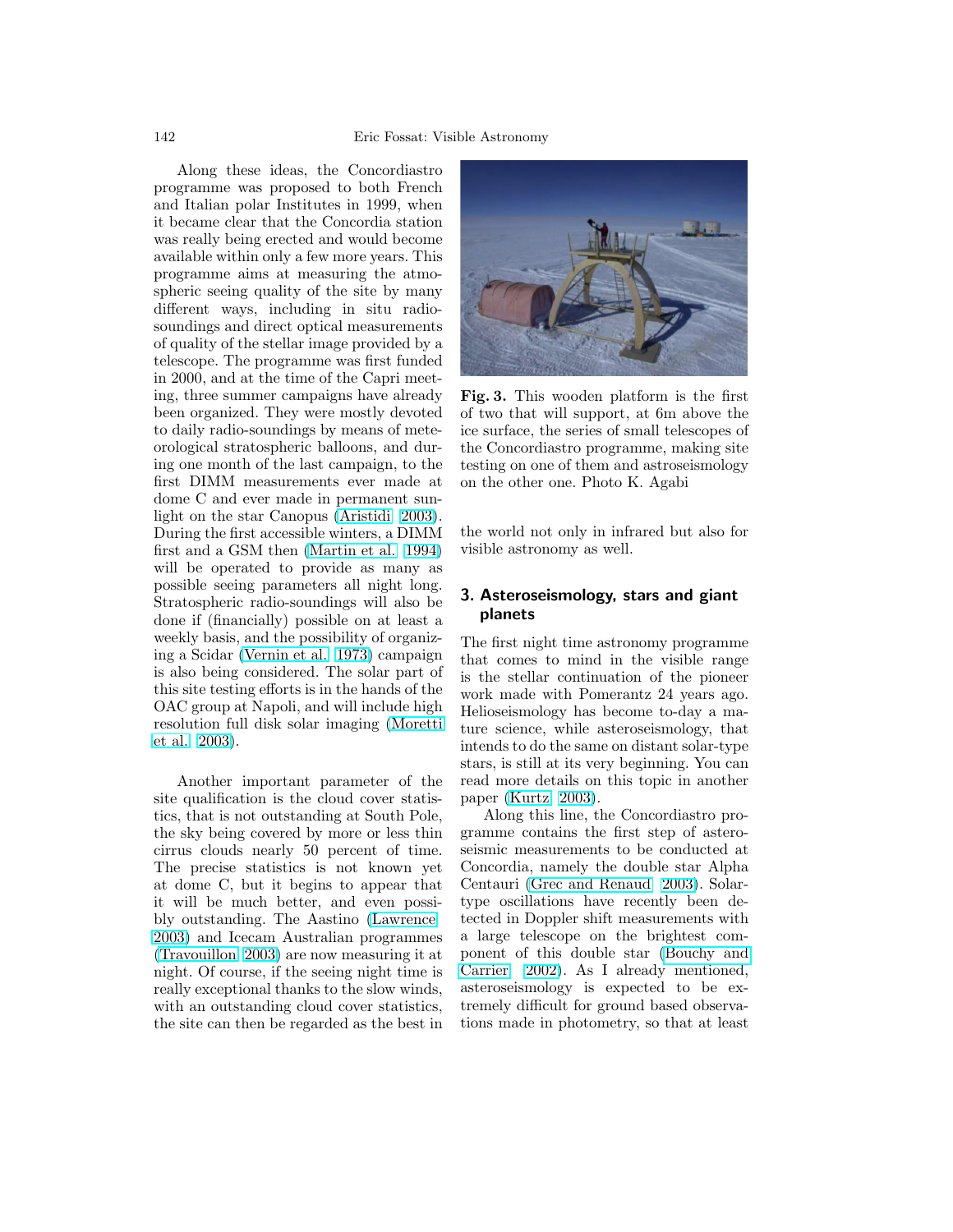Along these ideas, the Concordiastro programme was proposed to both French and Italian polar Institutes in 1999, when it became clear that the Concordia station was really being erected and would become available within only a few more years. This programme aims at measuring the atmospheric seeing quality of the site by many different ways, including in situ radio-soundings and direct optical measurements of quality of the stellar image provided by a telescope. The programme was first funded in 2000, and at the time of the Capri meeting, three summer campaigns have already been organized. They were mostly devoted to daily radio-soundings by means of meteorological stratospheric balloons, and during one month of the last campaign, to the first DIMM measurements ever made at dome C and ever made in permanent sunlight on the star Canopus (Aristidi 2003). During the first accessible winters, a DIMM first and a GSM then (Martin et al. 1994) will be operated to provide as many as possible seeing parameters all night long. Stratospheric radio-soundings will also be done if (financially) possible on at least a weekly basis, and the possibility of organizing a Scidar (Vernin et al. 1973) campaign is also being considered. The solar part of this site testing efforts is in the hands of the OAC group at Napoli, and will include high resolution full disk solar imaging (Moretti et al. 2003).

Another important parameter of the site qualification is the cloud cover statistics, that is not outstanding at South Pole, the sky being covered by more or less thin cirrus clouds nearly 50 percent of time. The precise statistics is not known yet at dome C, but it begins to appear that it will be much better, and even possibly outstanding. The Aastino (Lawrence 2003) and Icecam Australian programmes (Travouillon 2003) are now measuring it at night. Of course, if the seeing night time is really exceptional thanks to the slow winds, with an outstanding cloud cover statistics, the site can then be regarded as the best in the world not only in infrared but also for visible astronomy as well.

**Fig. 3.** This wooden platform is the first of two that will support, at 6m above the ice surface, the series of small telescopes of the Concordiastro programme, making site testing on one of them and astroseismology on the other one. Photo K. Agabi

## 3. Asteroseismology, stars and giant planets

The first night time astronomy programme that comes to mind in the visible range is the stellar continuation of the pioneer work made with Pomerantz 24 years ago. Helioseismology has become to-day a mature science, while asteroseismology, that intends to do the same on distant solar-type stars, is still at its very beginning. You can read more details on this topic in another paper (Kurtz 2003).

Along this line, the Concordiastro programme contains the first step of asteroseismic measurements to be conducted at Concordia, namely the double star Alpha Centauri (Grec and Renaud 2003). Solar-type oscillations have recently been detected in Doppler shift measurements with a large telescope on the brightest component of this double star (Bouchy and Carrier 2002). As I already mentioned, asteroseismology is expected to be extremely difficult for ground based observations made in photometry, so that at least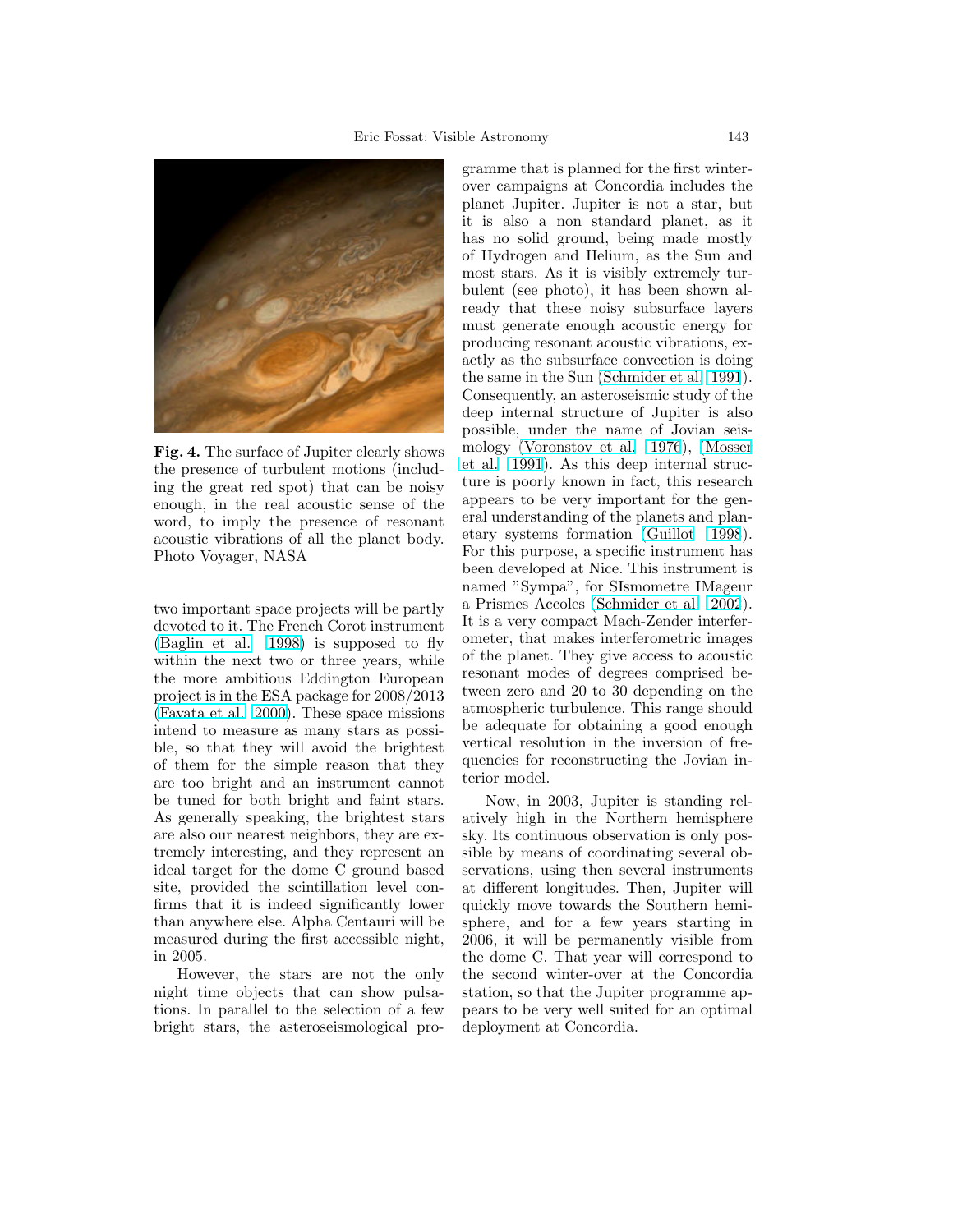**Fig. 4.** The surface of Jupiter clearly shows the presence of turbulent motions (including the great red spot) that can be noisy enough, in the real acoustic sense of the word, to imply the presence of resonant acoustic vibrations of all the planet body. Photo Voyager, NASA

two important space projects will be partly devoted to it. The French Corot instrument (Baglin et al. 1998) is supposed to fly within the next two or three years, while the more ambitious Eddington European project is in the ESA package for 2008/2013 (Favata et al. 2000). These space missions intend to measure as many stars as possible, so that they will avoid the brightest of them for the simple reason that they are too bright and an instrument cannot be tuned for both bright and faint stars. As generally speaking, the brightest stars are also our nearest neighbors, they are extremely interesting, and they represent an ideal target for the dome C ground based site, provided the scintillation level confirms that it is indeed significantly lower than anywhere else. Alpha Centauri will be measured during the first accessible night, in 2005.

However, the stars are not the only night time objects that can show pulsations. In parallel to the selection of a few bright stars, the asteroseismological programme that is planned for the first winter-over campaigns at Concordia includes the planet Jupiter. Jupiter is not a star, but it is also a non standard planet, as it has no solid ground, being made mostly of Hydrogen and Helium, as the Sun and most stars. As it is visibly extremely turbulent (see photo), it has been shown already that these noisy subsurface layers must generate enough acoustic energy for producing resonant acoustic vibrations, exactly as the subsurface convection is doing the same in the Sun (Schmider et al. 1991). Consequently, an asteroseismic study of the deep internal structure of Jupiter is also possible, under the name of Jovian seismology (Voronstov et al. 1976), (Mosser et al. 1991). As this deep internal structure is poorly known in fact, this research appears to be very important for the general understanding of the planets and planetary systems formation (Guillot 1998). For this purpose, a specific instrument has been developed at Nice. This instrument is named "Sympa", for SIsmometre IMageur a Prismes Accoles (Schmider et al. 2002). It is a very compact Mach-Zender interferometer, that makes interferometric images of the planet. They give access to acoustic resonant modes of degrees comprised between zero and 20 to 30 depending on the atmospheric turbulence. This range should be adequate for obtaining a good enough vertical resolution in the inversion of frequencies for reconstructing the Jovian interior model.

Now, in 2003, Jupiter is standing relatively high in the Northern hemisphere sky. Its continuous observation is only possible by means of coordinating several observations, using then several instruments at different longitudes. Then, Jupiter will quickly move towards the Southern hemisphere, and for a few years starting in 2006, it will be permanently visible from the dome C. That year will correspond to the second winter-over at the Concordia station, so that the Jupiter programme appears to be very well suited for an optimal deployment at Concordia.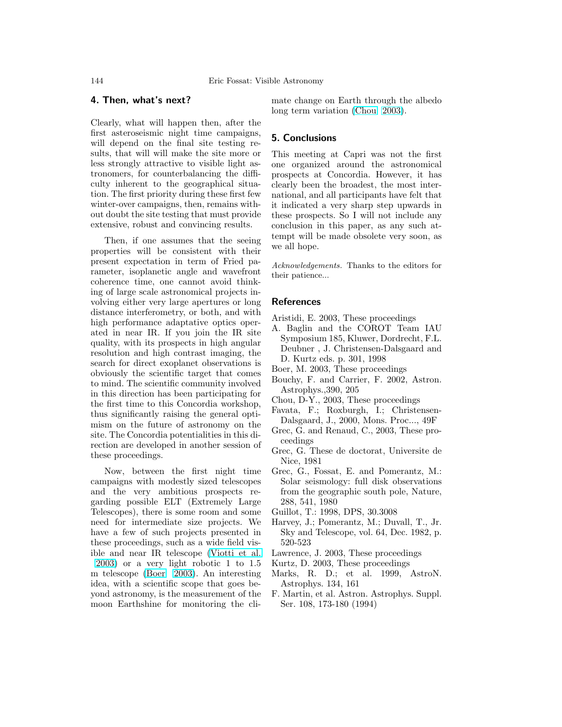## 4. Then, what's next?

Clearly, what will happen then, after the first asteroseismic night time campaigns, will depend on the final site testing results, that will will make the site more or less strongly attractive to visible light astronomers, for counterbalancing the difficulty inherent to the geographical situation. The first priority during these first few winter-over campaigns, then, remains without doubt the site testing that must provide extensive, robust and convincing results.

Then, if one assumes that the seeing properties will be consistent with their present expectation in term of Fried parameter, isoplanetic angle and wavefront coherence time, one cannot avoid thinking of large scale astronomical projects involving either very large apertures or long distance interferometry, or both, and with high performance adaptative optics operated in near IR. If you join the IR site quality, with its prospects in high angular resolution and high contrast imaging, the search for direct exoplanet observations is obviously the scientific target that comes to mind. The scientific community involved in this direction has been participating for the first time to this Concordia workshop, thus significantly raising the general optimism on the future of astronomy on the site. The Concordia potentialities in this direction are developed in another session of these proceedings.

Now, between the first night time campaigns with modestly sized telescopes and the very ambitious prospects regarding possible ELT (Extremely Large Telescopes), there is some room and some need for intermediate size projects. We have a few of such projects presented in these proceedings, such as a wide field visible and near IR telescope (Viotti et al. 2003) or a very light robotic 1 to 1.5 m telescope (Boer 2003). An interesting idea, with a scientific scope that goes beyond astronomy, is the measurement of the moon Earthshine for monitoring the climate change on Earth through the albedo long term variation (Chou 2003).

## 5. Conclusions

This meeting at Capri was not the first one organized around the astronomical prospects at Concordia. However, it has clearly been the broadest, the most international, and all participants have felt that it indicated a very sharp step upwards in these prospects. So I will not include any conclusion in this paper, as any such attempt will be made obsolete very soon, as we all hope.

*Acknowledgements.* Thanks to the editors for their patience...

## References

Aristidi, E. 2003, These proceedings

A. Baglin and the COROT Team IAU Symposium 185, Kluwer, Dordrecht, F.L. Deubner , J. Christensen-Dalsgaard and D. Kurtz eds. p. 301, 1998

Boer, M. 2003, These proceedings

Bouchy, F. and Carrier, F. 2002, Astron. Astrophys.,390, 205

Chou, D-Y., 2003, These proceedings

Favata, F.; Roxburgh, I.; Christensen-Dalsgaard, J., 2000, Mons. Proc..., 49F

Grec, G. and Renaud, C., 2003, These proceedings

Grec, G. These de doctorat, Universite de Nice, 1981

Grec, G., Fossat, E. and Pomerantz, M.: Solar seismology: full disk observations from the geographic south pole, Nature, 288, 541, 1980

Guillot, T.: 1998, DPS, 30.3008

Harvey, J.; Pomerantz, M.; Duvall, T., Jr. Sky and Telescope, vol. 64, Dec. 1982, p. 520-523

Lawrence, J. 2003, These proceedings

Kurtz, D. 2003, These proceedings

Marks, R. D.; et al. 1999, AstroN. Astrophys. 134, 161

F. Martin, et al. Astron. Astrophys. Suppl. Ser. 108, 173-180 (1994)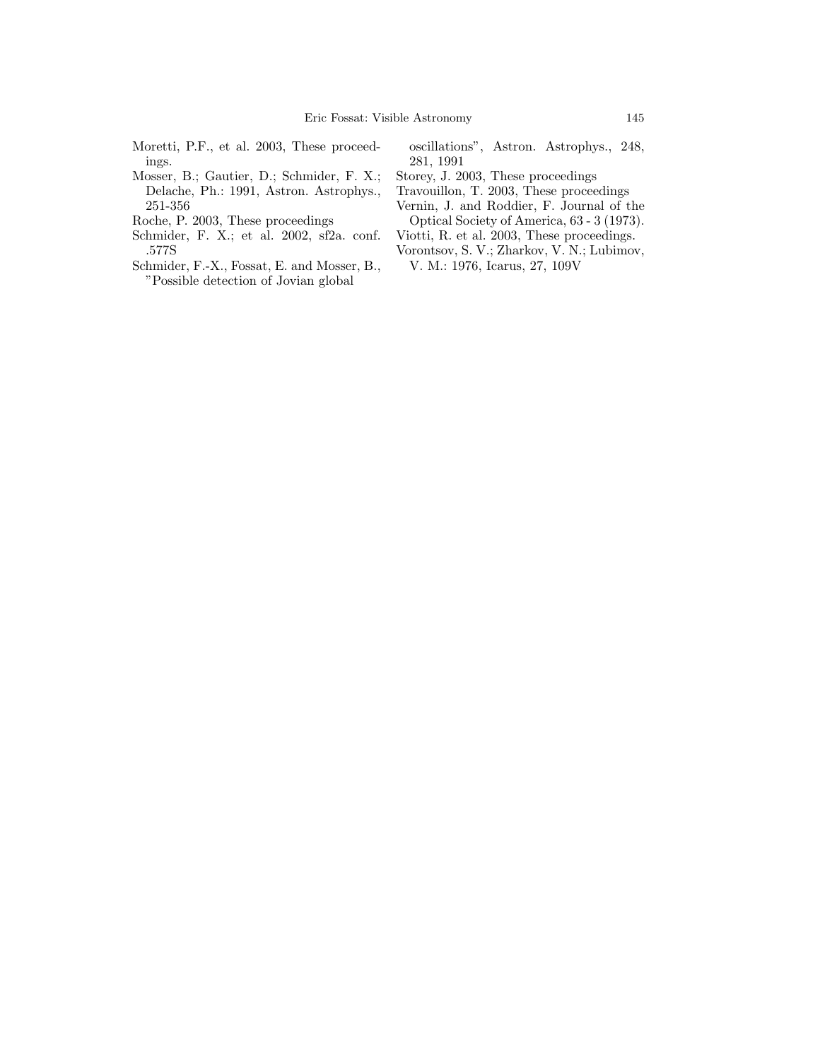Moretti, P.F., et al. 2003, These proceedings.

Mosser, B.; Gautier, D.; Schmider, F. X.; Delache, Ph.: 1991, Astron. Astrophys., 251-356

Roche, P. 2003, These proceedings

Schmider, F. X.; et al. 2002, sf2a. conf. .577S

Schmider, F.-X., Fossat, E. and Mosser, B., "Possible detection of Jovian global oscillations", Astron. Astrophys., 248, 281, 1991

Storey, J. 2003, These proceedings

Travouillon, T. 2003, These proceedings

Vernin, J. and Roddier, F. Journal of the Optical Society of America, 63 - 3 (1973).

Viotti, R. et al. 2003, These proceedings.

Vorontsov, S. V.; Zharkov, V. N.; Lubimov, V. M.: 1976, Icarus, 27, 109V